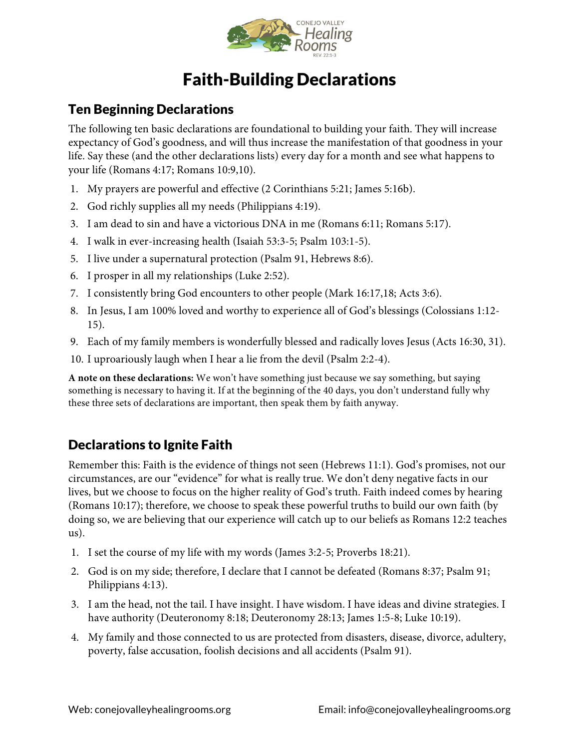# Faith-Building Declarations

## Ten Beginning Declarations

The following ten basic declarations are foundational to building your faith. They will increase expectancy of God's goodness, and will thus increase the manifestation of that goodness in your life. Say these (and the other declarations lists) every day for a month and see what happens to your life (Romans 4:17; Romans 10:9,10).

1. My prayers are powerful and effective (2 Corinthians 5:21; James 5:16b).
2. God richly supplies all my needs (Philippians 4:19).
3. I am dead to sin and have a victorious DNA in me (Romans 6:11; Romans 5:17).
4. I walk in ever-increasing health (Isaiah 53:3-5; Psalm 103:1-5).
5. I live under a supernatural protection (Psalm 91, Hebrews 8:6).
6. I prosper in all my relationships (Luke 2:52).
7. I consistently bring God encounters to other people (Mark 16:17,18; Acts 3:6).
8. In Jesus, I am 100% loved and worthy to experience all of God's blessings (Colossians 1:12-15).
9. Each of my family members is wonderfully blessed and radically loves Jesus (Acts 16:30, 31).
10. I uproariously laugh when I hear a lie from the devil (Psalm 2:2-4).

**A note on these declarations:** We won't have something just because we say something, but saying something is necessary to having it. If at the beginning of the 40 days, you don't understand fully why these three sets of declarations are important, then speak them by faith anyway.

## Declarations to Ignite Faith

Remember this: Faith is the evidence of things not seen (Hebrews 11:1). God's promises, not our circumstances, are our "evidence" for what is really true. We don't deny negative facts in our lives, but we choose to focus on the higher reality of God's truth. Faith indeed comes by hearing (Romans 10:17); therefore, we choose to speak these powerful truths to build our own faith (by doing so, we are believing that our experience will catch up to our beliefs as Romans 12:2 teaches us).

1. I set the course of my life with my words (James 3:2-5; Proverbs 18:21).
2. God is on my side; therefore, I declare that I cannot be defeated (Romans 8:37; Psalm 91; Philippians 4:13).
3. I am the head, not the tail. I have insight. I have wisdom. I have ideas and divine strategies. I have authority (Deuteronomy 8:18; Deuteronomy 28:13; James 1:5-8; Luke 10:19).
4. My family and those connected to us are protected from disasters, disease, divorce, adultery, poverty, false accusation, foolish decisions and all accidents (Psalm 91).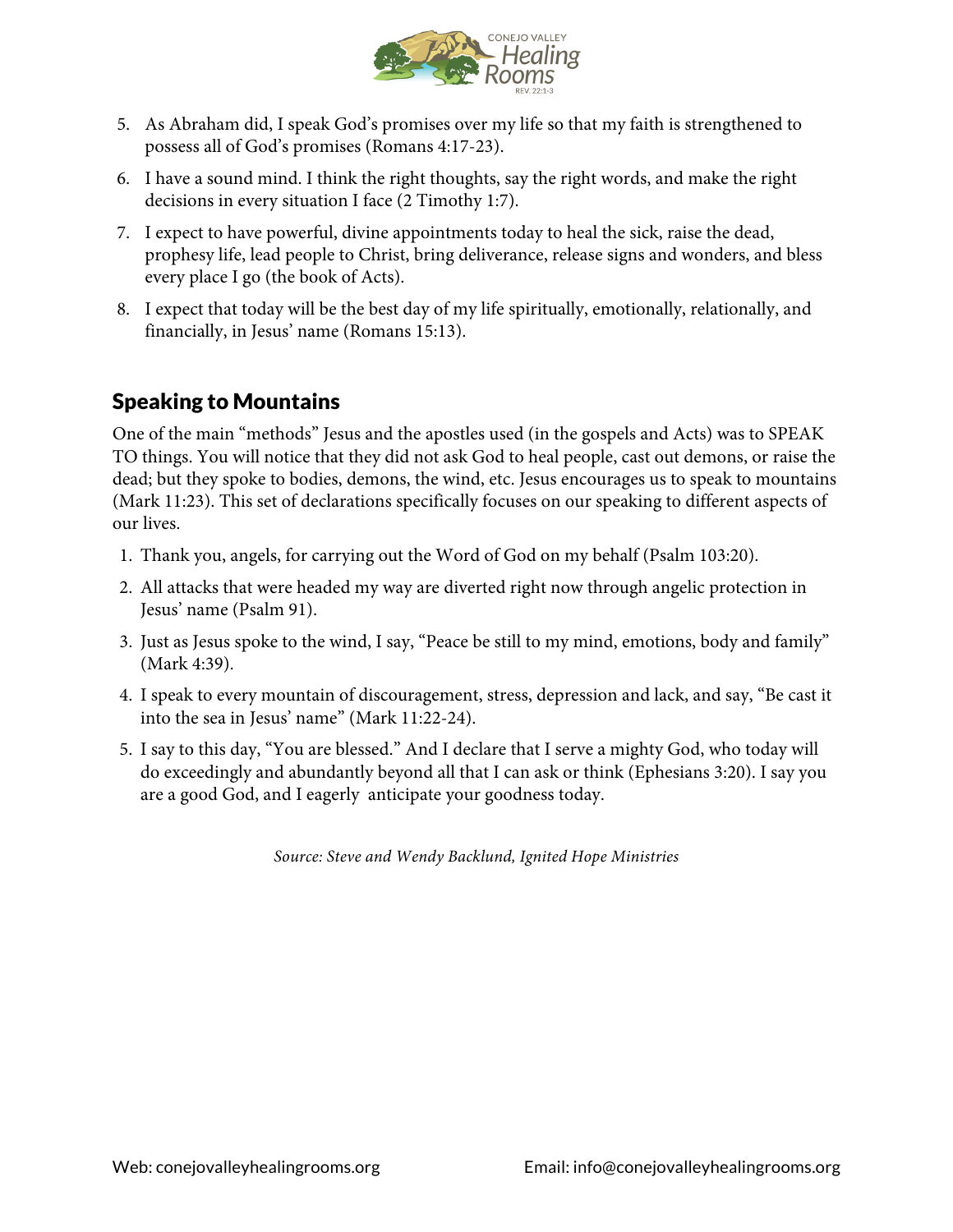5. As Abraham did, I speak God's promises over my life so that my faith is strengthened to possess all of God's promises (Romans 4:17-23).
6. I have a sound mind. I think the right thoughts, say the right words, and make the right decisions in every situation I face (2 Timothy 1:7).
7. I expect to have powerful, divine appointments today to heal the sick, raise the dead, prophesy life, lead people to Christ, bring deliverance, release signs and wonders, and bless every place I go (the book of Acts).
8. I expect that today will be the best day of my life spiritually, emotionally, relationally, and financially, in Jesus' name (Romans 15:13).

## Speaking to Mountains

One of the main "methods" Jesus and the apostles used (in the gospels and Acts) was to SPEAK TO things. You will notice that they did not ask God to heal people, cast out demons, or raise the dead; but they spoke to bodies, demons, the wind, etc. Jesus encourages us to speak to mountains (Mark 11:23). This set of declarations specifically focuses on our speaking to different aspects of our lives.

1. Thank you, angels, for carrying out the Word of God on my behalf (Psalm 103:20).
2. All attacks that were headed my way are diverted right now through angelic protection in Jesus' name (Psalm 91).
3. Just as Jesus spoke to the wind, I say, "Peace be still to my mind, emotions, body and family" (Mark 4:39).
4. I speak to every mountain of discouragement, stress, depression and lack, and say, "Be cast it into the sea in Jesus' name" (Mark 11:22-24).
5. I say to this day, "You are blessed." And I declare that I serve a mighty God, who today will do exceedingly and abundantly beyond all that I can ask or think (Ephesians 3:20). I say you are a good God, and I eagerly anticipate your goodness today.

*Source: Steve and Wendy Backlund, Ignited Hope Ministries*

Web: conejovalleyhealingrooms.org Email: info@conejovalleyhealingrooms.org